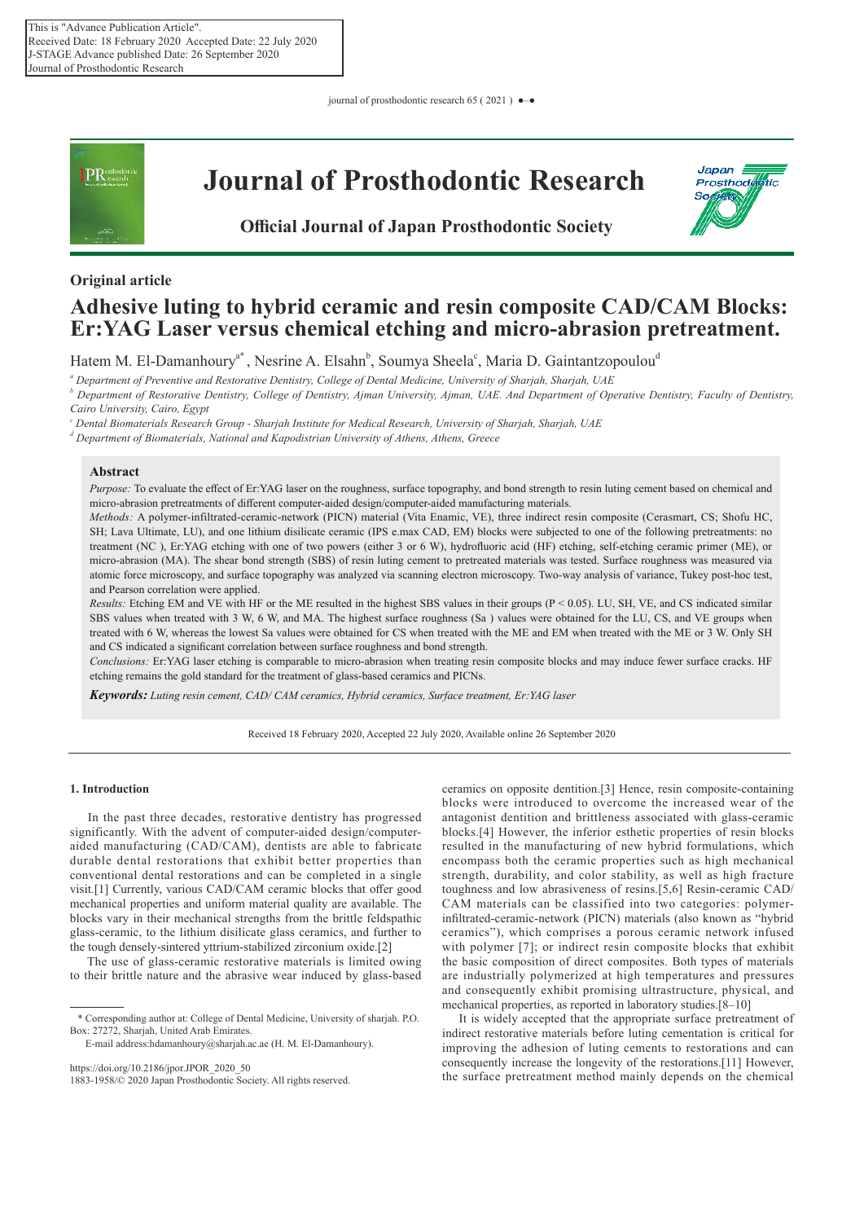This is "Advance Publication Article".
Received Date: 18 February 2020 Accepted Date: 22 July 2020
J-STAGE Advance published Date: 26 September 2020
Journal of Prosthodontic Research

# Journal of Prosthodontic Research

**Official Journal of Japan Prosthodontic Society**

**Original article**

# Adhesive luting to hybrid ceramic and resin composite CAD/CAM Blocks: Er:YAG Laser versus chemical etching and micro-abrasion pretreatment.

Hatem M. El-Damanhoury[a*], Nesrine A. Elsahn[b], Soumya Sheela[c], Maria D. Gaintantzopoulou[d]

[a] *Department of Preventive and Restorative Dentistry, College of Dental Medicine, University of Sharjah, Sharjah, UAE*

[b] *Department of Restorative Dentistry, College of Dentistry, Ajman University, Ajman, UAE. And Department of Operative Dentistry, Faculty of Dentistry, Cairo University, Cairo, Egypt*

[c] *Dental Biomaterials Research Group - Sharjah Institute for Medical Research, University of Sharjah, Sharjah, UAE*

[d] *Department of Biomaterials, National and Kapodistrian University of Athens, Athens, Greece*

## Abstract

*Purpose:* To evaluate the effect of Er:YAG laser on the roughness, surface topography, and bond strength to resin luting cement based on chemical and micro-abrasion pretreatments of different computer-aided design/computer-aided manufacturing materials.

*Methods:* A polymer-infiltrated-ceramic-network (PICN) material (Vita Enamic, VE), three indirect resin composite (Cerasmart, CS; Shofu HC, SH; Lava Ultimate, LU), and one lithium disilicate ceramic (IPS e.max CAD, EM) blocks were subjected to one of the following pretreatments: no treatment (NC ), Er:YAG etching with one of two powers (either 3 or 6 W), hydrofluoric acid (HF) etching, self-etching ceramic primer (ME), or micro-abrasion (MA). The shear bond strength (SBS) of resin luting cement to pretreated materials was tested. Surface roughness was measured via atomic force microscopy, and surface topography was analyzed via scanning electron microscopy. Two-way analysis of variance, Tukey post-hoc test, and Pearson correlation were applied.

*Results:* Etching EM and VE with HF or the ME resulted in the highest SBS values in their groups ($P < 0.05$). LU, SH, VE, and CS indicated similar SBS values when treated with 3 W, 6 W, and MA. The highest surface roughness (Sa ) values were obtained for the LU, CS, and VE groups when treated with 6 W, whereas the lowest Sa values were obtained for CS when treated with the ME and EM when treated with the ME or 3 W. Only SH and CS indicated a significant correlation between surface roughness and bond strength.

*Conclusions:* Er:YAG laser etching is comparable to micro-abrasion when treating resin composite blocks and may induce fewer surface cracks. HF etching remains the gold standard for the treatment of glass-based ceramics and PICNs.

***Keywords:*** *Luting resin cement, CAD/ CAM ceramics, Hybrid ceramics, Surface treatment, Er:YAG laser*

Received 18 February 2020, Accepted 22 July 2020, Available online 26 September 2020

## 1. Introduction

In the past three decades, restorative dentistry has progressed significantly. With the advent of computer-aided design/computer-aided manufacturing (CAD/CAM), dentists are able to fabricate durable dental restorations that exhibit better properties than conventional dental restorations and can be completed in a single visit.[1] Currently, various CAD/CAM ceramic blocks that offer good mechanical properties and uniform material quality are available. The blocks vary in their mechanical strengths from the brittle feldspathic glass-ceramic, to the lithium disilicate glass ceramics, and further to the tough densely-sintered yttrium-stabilized zirconium oxide.[2]

The use of glass-ceramic restorative materials is limited owing to their brittle nature and the abrasive wear induced by glass-based ceramics on opposite dentition.[3] Hence, resin composite-containing blocks were introduced to overcome the increased wear of the antagonist dentition and brittleness associated with glass-ceramic blocks.[4] However, the inferior esthetic properties of resin blocks resulted in the manufacturing of new hybrid formulations, which encompass both the ceramic properties such as high mechanical strength, durability, and color stability, as well as high fracture toughness and low abrasiveness of resins.[5,6] Resin-ceramic CAD/CAM materials can be classified into two categories: polymer-infiltrated-ceramic-network (PICN) materials (also known as "hybrid ceramics"), which comprises a porous ceramic network infused with polymer [7]; or indirect resin composite blocks that exhibit the basic composition of direct composites. Both types of materials are industrially polymerized at high temperatures and pressures and consequently exhibit promising ultrastructure, physical, and mechanical properties, as reported in laboratory studies.[8–10]

It is widely accepted that the appropriate surface pretreatment of indirect restorative materials before luting cementation is critical for improving the adhesion of luting cements to restorations and can consequently increase the longevity of the restorations.[11] However, the surface pretreatment method mainly depends on the chemical

\* Corresponding author at: College of Dental Medicine, University of sharjah. P.O. Box: 27272, Sharjah, United Arab Emirates.

E-mail address:hdamanhoury@sharjah.ac.ae (H. M. El-Damanhoury).

https://doi.org/10.2186/jpor.JPOR_2020_50

1883-1958/© 2020 Japan Prosthodontic Society. All rights reserved.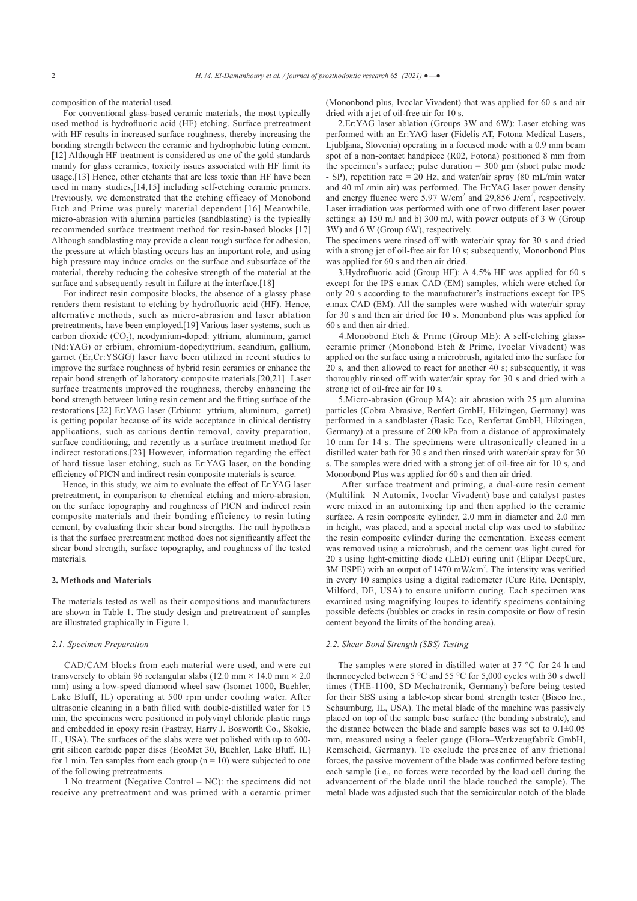composition of the material used.

For conventional glass-based ceramic materials, the most typically used method is hydrofluoric acid (HF) etching. Surface pretreatment with HF results in increased surface roughness, thereby increasing the bonding strength between the ceramic and hydrophobic luting cement.[12] Although HF treatment is considered as one of the gold standards mainly for glass ceramics, toxicity issues associated with HF limit its usage.[13] Hence, other etchants that are less toxic than HF have been used in many studies,[14,15] including self-etching ceramic primers. Previously, we demonstrated that the etching efficacy of Monobond Etch and Prime was purely material dependent.[16] Meanwhile, micro-abrasion with alumina particles (sandblasting) is the typically recommended surface treatment method for resin-based blocks.[17] Although sandblasting may provide a clean rough surface for adhesion, the pressure at which blasting occurs has an important role, and using high pressure may induce cracks on the surface and subsurface of the material, thereby reducing the cohesive strength of the material at the surface and subsequently result in failure at the interface.[18]

For indirect resin composite blocks, the absence of a glassy phase renders them resistant to etching by hydrofluoric acid (HF). Hence, alternative methods, such as micro-abrasion and laser ablation pretreatments, have been employed.[19] Various laser systems, such as carbon dioxide ($CO_2$), neodymium-doped: yttrium, aluminum, garnet (Nd:YAG) or erbium, chromium-doped:yttrium, scandium, gallium, garnet (Er,Cr:YSGG) laser have been utilized in recent studies to improve the surface roughness of hybrid resin ceramics or enhance the repair bond strength of laboratory composite materials.[20,21] Laser surface treatments improved the roughness, thereby enhancing the bond strength between luting resin cement and the fitting surface of the restorations.[22] Er:YAG laser (Erbium: yttrium, aluminum, garnet) is getting popular because of its wide acceptance in clinical dentistry applications, such as carious dentin removal, cavity preparation, surface conditioning, and recently as a surface treatment method for indirect restorations.[23] However, information regarding the effect of hard tissue laser etching, such as Er:YAG laser, on the bonding efficiency of PICN and indirect resin composite materials is scarce.

Hence, in this study, we aim to evaluate the effect of Er:YAG laser pretreatment, in comparison to chemical etching and micro-abrasion, on the surface topography and roughness of PICN and indirect resin composite materials and their bonding efficiency to resin luting cement, by evaluating their shear bond strengths. The null hypothesis is that the surface pretreatment method does not significantly affect the shear bond strength, surface topography, and roughness of the tested materials.

## 2. Methods and Materials

The materials tested as well as their compositions and manufacturers are shown in Table 1. The study design and pretreatment of samples are illustrated graphically in Figure 1.

### *2.1. Specimen Preparation*

CAD/CAM blocks from each material were used, and were cut transversely to obtain 96 rectangular slabs (12.0 mm × 14.0 mm × 2.0 mm) using a low-speed diamond wheel saw (Isomet 1000, Buehler, Lake Bluff, IL) operating at 500 rpm under cooling water. After ultrasonic cleaning in a bath filled with double-distilled water for 15 min, the specimens were positioned in polyvinyl chloride plastic rings and embedded in epoxy resin (Fastray, Harry J. Bosworth Co., Skokie, IL, USA). The surfaces of the slabs were wet polished with up to 600-grit silicon carbide paper discs (EcoMet 30, Buehler, Lake Bluff, IL) for 1 min. Ten samples from each group (n = 10) were subjected to one of the following pretreatments.

1. No treatment (Negative Control – NC): the specimens did not receive any pretreatment and was primed with a ceramic primer (Mononbond plus, Ivoclar Vivadent) that was applied for 60 s and air dried with a jet of oil-free air for 10 s.

2. Er:YAG laser ablation (Groups 3W and 6W): Laser etching was performed with an Er:YAG laser (Fidelis AT, Fotona Medical Lasers, Ljubljana, Slovenia) operating in a focused mode with a 0.9 mm beam spot of a non-contact handpiece (R02, Fotona) positioned 8 mm from the specimen's surface; pulse duration = 300 µm (short pulse mode - SP), repetition rate = 20 Hz, and water/air spray (80 mL/min water and 40 mL/min air) was performed. The Er:YAG laser power density and energy fluence were 5.97 W/cm$^2$ and 29,856 J/cm$^2$, respectively. Laser irradiation was performed with one of two different laser power settings: a) 150 mJ and b) 300 mJ, with power outputs of 3 W (Group 3W) and 6 W (Group 6W), respectively.

The specimens were rinsed off with water/air spray for 30 s and dried with a strong jet of oil-free air for 10 s; subsequently, Mononbond Plus was applied for 60 s and then air dried.

3. Hydrofluoric acid (Group HF): A 4.5% HF was applied for 60 s except for the IPS e.max CAD (EM) samples, which were etched for only 20 s according to the manufacturer's instructions except for IPS e.max CAD (EM). All the samples were washed with water/air spray for 30 s and then air dried for 10 s. Mononbond plus was applied for 60 s and then air dried.

4. Monobond Etch & Prime (Group ME): A self-etching glass-ceramic primer (Monobond Etch & Prime, Ivoclar Vivadent) was applied on the surface using a microbrush, agitated into the surface for 20 s, and then allowed to react for another 40 s; subsequently, it was thoroughly rinsed off with water/air spray for 30 s and dried with a strong jet of oil-free air for 10 s.

5. Micro-abrasion (Group MA): air abrasion with 25 µm alumina particles (Cobra Abrasive, Renfert GmbH, Hilzingen, Germany) was performed in a sandblaster (Basic Eco, Renfertat GmbH, Hilzingen, Germany) at a pressure of 200 kPa from a distance of approximately 10 mm for 14 s. The specimens were ultrasonically cleaned in a distilled water bath for 30 s and then rinsed with water/air spray for 30 s. The samples were dried with a strong jet of oil-free air for 10 s, and Mononbond Plus was applied for 60 s and then air dried.

After surface treatment and priming, a dual-cure resin cement (Multilink –N Automix, Ivoclar Vivadent) base and catalyst pastes were mixed in an automixing tip and then applied to the ceramic surface. A resin composite cylinder, 2.0 mm in diameter and 2.0 mm in height, was placed, and a special metal clip was used to stabilize the resin composite cylinder during the cementation. Excess cement was removed using a microbrush, and the cement was light cured for 20 s using light-emitting diode (LED) curing unit (Elipar DeepCure, 3M ESPE) with an output of 1470 mW/cm$^2$. The intensity was verified in every 10 samples using a digital radiometer (Cure Rite, Dentsply, Milford, DE, USA) to ensure uniform curing. Each specimen was examined using magnifying loupes to identify specimens containing possible defects (bubbles or cracks in resin composite or flow of resin cement beyond the limits of the bonding area).

### *2.2. Shear Bond Strength (SBS) Testing*

The samples were stored in distilled water at 37 °C for 24 h and thermocycled between 5 °C and 55 °C for 5,000 cycles with 30 s dwell times (THE-1100, SD Mechatronik, Germany) before being tested for their SBS using a table-top shear bond strength tester (Bisco Inc., Schaumburg, IL, USA). The metal blade of the machine was passively placed on top of the sample base surface (the bonding substrate), and the distance between the blade and sample bases was set to 0.1±0.05 mm, measured using a feeler gauge (Elora–Werkzeugfabrik GmbH, Remscheid, Germany). To exclude the presence of any frictional forces, the passive movement of the blade was confirmed before testing each sample (i.e., no forces were recorded by the load cell during the advancement of the blade until the blade touched the sample). The metal blade was adjusted such that the semicircular notch of the blade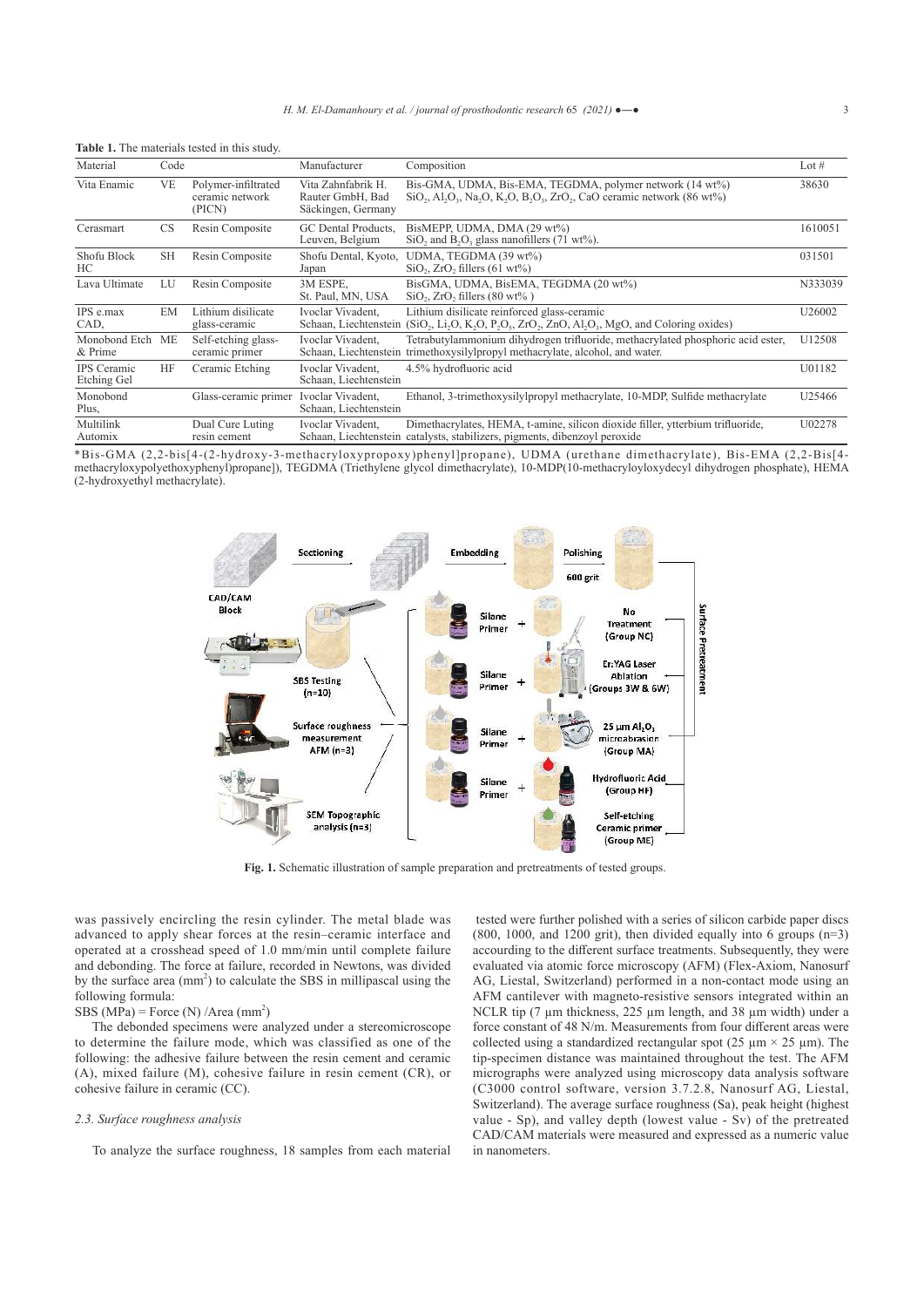**Table 1.** The materials tested in this study.

| Material | Code | | Manufacturer | Composition | Lot # |
|---|---|---|---|---|---|
| Vita Enamic | VE | Polymer-infiltrated ceramic network (PICN) | Vita Zahnfabrik H. Rauter GmbH, Bad Säckingen, Germany | Bis-GMA, UDMA, Bis-EMA, TEGDMA, polymer network (14 wt%) $SiO_2$, $Al_2O_3$, $Na_2O$, $K_2O$, $B_2O_3$, $ZrO_2$, CaO ceramic network (86 wt%) | 38630 |
| Cerasmart | CS | Resin Composite | GC Dental Products, Leuven, Belgium | BisMEPP, UDMA, DMA (29 wt%) $SiO_2$ and $B_2O_3$ glass nanofillers (71 wt%). | 1610051 |
| Shofu Block HC | SH | Resin Composite | Shofu Dental, Kyoto, Japan | UDMA, TEGDMA (39 wt%) $SiO_2$, $ZrO_2$ fillers (61 wt%) | 031501 |
| Lava Ultimate | LU | Resin Composite | 3M ESPE, St. Paul, MN, USA | BisGMA, UDMA, BisEMA, TEGDMA (20 wt%) $SiO_2$, $ZrO_2$ fillers (80 wt% ) | N333039 |
| IPS e.max CAD, | EM | Lithium disilicate glass-ceramic | Ivoclar Vivadent, Schaan, Liechtenstein | Lithium disilicate reinforced glass-ceramic ($SiO_2$, $Li_2O$, $K_2O$, $P_2O_5$, $ZrO_2$, ZnO, $Al_2O_3$, MgO, and Coloring oxides) | U26002 |
| Monobond Etch & Prime | ME | Self-etching glass-ceramic primer | Ivoclar Vivadent, Schaan, Liechtenstein | Tetrabutylammonium dihydrogen trifluoride, methacrylated phosphoric acid ester, trimethoxysilylpropyl methacrylate, alcohol, and water. | U12508 |
| IPS Ceramic Etching Gel | HF | Ceramic Etching | Ivoclar Vivadent, Schaan, Liechtenstein | 4.5% hydrofluoric acid | U01182 |
| Monobond Plus, | | Glass-ceramic primer | Ivoclar Vivadent, Schaan, Liechtenstein | Ethanol, 3-trimethoxysilylpropyl methacrylate, 10-MDP, Sulfide methacrylate | U25466 |
| Multilink Automix | | Dual Cure Luting resin cement | Ivoclar Vivadent, Schaan, Liechtenstein | Dimethacrylates, HEMA, t-amine, silicon dioxide filler, ytterbium trifluoride, catalysts, stabilizers, pigments, dibenzoyl peroxide | U02278 |

*Bis-GMA (2,2-bis[4-(2-hydroxy-3-methacryloxypropoxy)phenyl]propane), UDMA (urethane dimethacrylate), Bis-EMA (2,2-Bis[4-methacryloxypolyethoxyphenyl)propane]), TEGDMA (Triethylene glycol dimethacrylate), 10-MDP(10-methacryloyloxydecyl dihydrogen phosphate), HEMA (2-hydroxyethyl methacrylate).

**Fig. 1.** Schematic illustration of sample preparation and pretreatments of tested groups.

was passively encircling the resin cylinder. The metal blade was advanced to apply shear forces at the resin–ceramic interface and operated at a crosshead speed of 1.0 mm/min until complete failure and debonding. The force at failure, recorded in Newtons, was divided by the surface area ($mm^2$) to calculate the SBS in millipascal using the following formula:

SBS (MPa) = Force (N) /Area ($mm^2$)

The debonded specimens were analyzed under a stereomicroscope to determine the failure mode, which was classified as one of the following: the adhesive failure between the resin cement and ceramic (A), mixed failure (M), cohesive failure in resin cement (CR), or cohesive failure in ceramic (CC).

### *2.3. Surface roughness analysis*

To analyze the surface roughness, 18 samples from each material tested were further polished with a series of silicon carbide paper discs (800, 1000, and 1200 grit), then divided equally into 6 groups (n=3) accourding to the different surface treatments. Subsequently, they were evaluated via atomic force microscopy (AFM) (Flex-Axiom, Nanosurf AG, Liestal, Switzerland) performed in a non-contact mode using an AFM cantilever with magneto-resistive sensors integrated within an NCLR tip (7 µm thickness, 225 µm length, and 38 µm width) under a force constant of 48 N/m. Measurements from four different areas were collected using a standardized rectangular spot (25 µm × 25 µm). The tip-specimen distance was maintained throughout the test. The AFM micrographs were analyzed using microscopy data analysis software (C3000 control software, version 3.7.2.8, Nanosurf AG, Liestal, Switzerland). The average surface roughness (Sa), peak height (highest value - Sp), and valley depth (lowest value - Sv) of the pretreated CAD/CAM materials were measured and expressed as a numeric value in nanometers.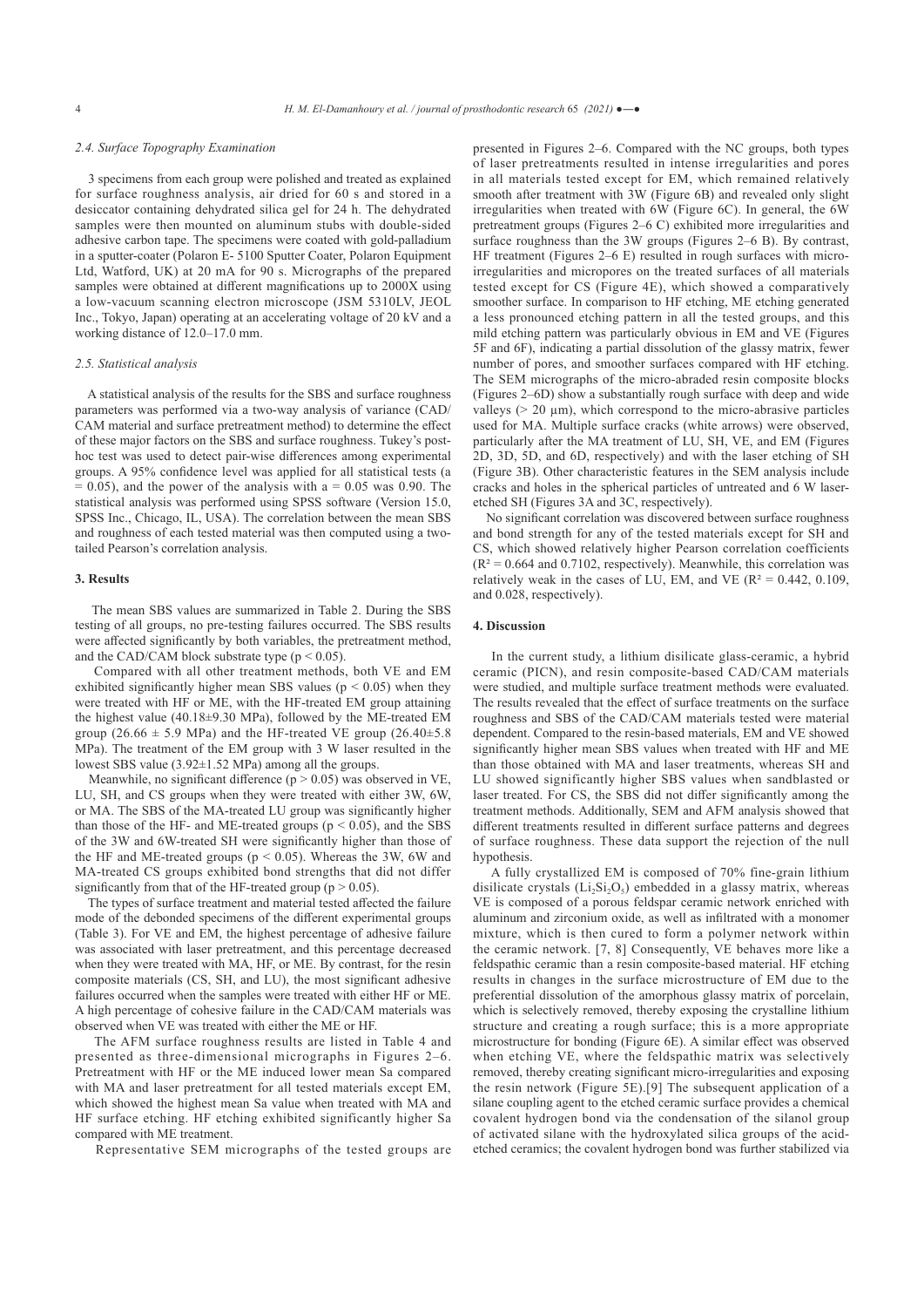### 2.4. Surface Topography Examination

3 specimens from each group were polished and treated as explained for surface roughness analysis, air dried for 60 s and stored in a desiccator containing dehydrated silica gel for 24 h. The dehydrated samples were then mounted on aluminum stubs with double-sided adhesive carbon tape. The specimens were coated with gold-palladium in a sputter-coater (Polaron E- 5100 Sputter Coater, Polaron Equipment Ltd, Watford, UK) at 20 mA for 90 s. Micrographs of the prepared samples were obtained at different magnifications up to 2000X using a low-vacuum scanning electron microscope (JSM 5310LV, JEOL Inc., Tokyo, Japan) operating at an accelerating voltage of 20 kV and a working distance of 12.0–17.0 mm.

### 2.5. Statistical analysis

A statistical analysis of the results for the SBS and surface roughness parameters was performed via a two-way analysis of variance (CAD/CAM material and surface pretreatment method) to determine the effect of these major factors on the SBS and surface roughness. Tukey's post-hoc test was used to detect pair-wise differences among experimental groups. A 95% confidence level was applied for all statistical tests (a = 0.05), and the power of the analysis with a = 0.05 was 0.90. The statistical analysis was performed using SPSS software (Version 15.0, SPSS Inc., Chicago, IL, USA). The correlation between the mean SBS and roughness of each tested material was then computed using a two-tailed Pearson's correlation analysis.

## 3. Results

The mean SBS values are summarized in Table 2. During the SBS testing of all groups, no pre-testing failures occurred. The SBS results were affected significantly by both variables, the pretreatment method, and the CAD/CAM block substrate type ($p < 0.05$).

Compared with all other treatment methods, both VE and EM exhibited significantly higher mean SBS values ($p < 0.05$) when they were treated with HF or ME, with the HF-treated EM group attaining the highest value (40.18±9.30 MPa), followed by the ME-treated EM group (26.66 ± 5.9 MPa) and the HF-treated VE group (26.40±5.8 MPa). The treatment of the EM group with 3 W laser resulted in the lowest SBS value (3.92±1.52 MPa) among all the groups.

Meanwhile, no significant difference ($p > 0.05$) was observed in VE, LU, SH, and CS groups when they were treated with either 3W, 6W, or MA. The SBS of the MA-treated LU group was significantly higher than those of the HF- and ME-treated groups ($p < 0.05$), and the SBS of the 3W and 6W-treated SH were significantly higher than those of the HF and ME-treated groups ($p < 0.05$). Whereas the 3W, 6W and MA-treated CS groups exhibited bond strengths that did not differ significantly from that of the HF-treated group ($p > 0.05$).

The types of surface treatment and material tested affected the failure mode of the debonded specimens of the different experimental groups (Table 3). For VE and EM, the highest percentage of adhesive failure was associated with laser pretreatment, and this percentage decreased when they were treated with MA, HF, or ME. By contrast, for the resin composite materials (CS, SH, and LU), the most significant adhesive failures occurred when the samples were treated with either HF or ME. A high percentage of cohesive failure in the CAD/CAM materials was observed when VE was treated with either the ME or HF.

The AFM surface roughness results are listed in Table 4 and presented as three-dimensional micrographs in Figures 2–6. Pretreatment with HF or the ME induced lower mean Sa compared with MA and laser pretreatment for all tested materials except EM, which showed the highest mean Sa value when treated with MA and HF surface etching. HF etching exhibited significantly higher Sa compared with ME treatment.

Representative SEM micrographs of the tested groups are presented in Figures 2–6. Compared with the NC groups, both types of laser pretreatments resulted in intense irregularities and pores in all materials tested except for EM, which remained relatively smooth after treatment with 3W (Figure 6B) and revealed only slight irregularities when treated with 6W (Figure 6C). In general, the 6W pretreatment groups (Figures 2–6 C) exhibited more irregularities and surface roughness than the 3W groups (Figures 2–6 B). By contrast, HF treatment (Figures 2–6 E) resulted in rough surfaces with micro-irregularities and micropores on the treated surfaces of all materials tested except for CS (Figure 4E), which showed a comparatively smoother surface. In comparison to HF etching, ME etching generated a less pronounced etching pattern in all the tested groups, and this mild etching pattern was particularly obvious in EM and VE (Figures 5F and 6F), indicating a partial dissolution of the glassy matrix, fewer number of pores, and smoother surfaces compared with HF etching. The SEM micrographs of the micro-abraded resin composite blocks (Figures 2–6D) show a substantially rough surface with deep and wide valleys (> 20 µm), which correspond to the micro-abrasive particles used for MA. Multiple surface cracks (white arrows) were observed, particularly after the MA treatment of LU, SH, VE, and EM (Figures 2D, 3D, 5D, and 6D, respectively) and with the laser etching of SH (Figure 3B). Other characteristic features in the SEM analysis include cracks and holes in the spherical particles of untreated and 6 W laser-etched SH (Figures 3A and 3C, respectively).

No significant correlation was discovered between surface roughness and bond strength for any of the tested materials except for SH and CS, which showed relatively higher Pearson correlation coefficients ($R^2 = 0.664$ and $0.7102$, respectively). Meanwhile, this correlation was relatively weak in the cases of LU, EM, and VE ($R^2 = 0.442$, $0.109$, and $0.028$, respectively).

## 4. Discussion

In the current study, a lithium disilicate glass-ceramic, a hybrid ceramic (PICN), and resin composite-based CAD/CAM materials were studied, and multiple surface treatment methods were evaluated. The results revealed that the effect of surface treatments on the surface roughness and SBS of the CAD/CAM materials tested were material dependent. Compared to the resin-based materials, EM and VE showed significantly higher mean SBS values when treated with HF and ME than those obtained with MA and laser treatments, whereas SH and LU showed significantly higher SBS values when sandblasted or laser treated. For CS, the SBS did not differ significantly among the treatment methods. Additionally, SEM and AFM analysis showed that different treatments resulted in different surface patterns and degrees of surface roughness. These data support the rejection of the null hypothesis.

A fully crystallized EM is composed of 70% fine-grain lithium disilicate crystals ($Li_2Si_2O_5$) embedded in a glassy matrix, whereas VE is composed of a porous feldspar ceramic network enriched with aluminum and zirconium oxide, as well as infiltrated with a monomer mixture, which is then cured to form a polymer network within the ceramic network. [7, 8] Consequently, VE behaves more like a feldspathic ceramic than a resin composite-based material. HF etching results in changes in the surface microstructure of EM due to the preferential dissolution of the amorphous glassy matrix of porcelain, which is selectively removed, thereby exposing the crystalline lithium structure and creating a rough surface; this is a more appropriate microstructure for bonding (Figure 6E). A similar effect was observed when etching VE, where the feldspathic matrix was selectively removed, thereby creating significant micro-irregularities and exposing the resin network (Figure 5E).[9] The subsequent application of a silane coupling agent to the etched ceramic surface provides a chemical covalent hydrogen bond via the condensation of the silanol group of activated silane with the hydroxylated silica groups of the acid-etched ceramics; the covalent hydrogen bond was further stabilized via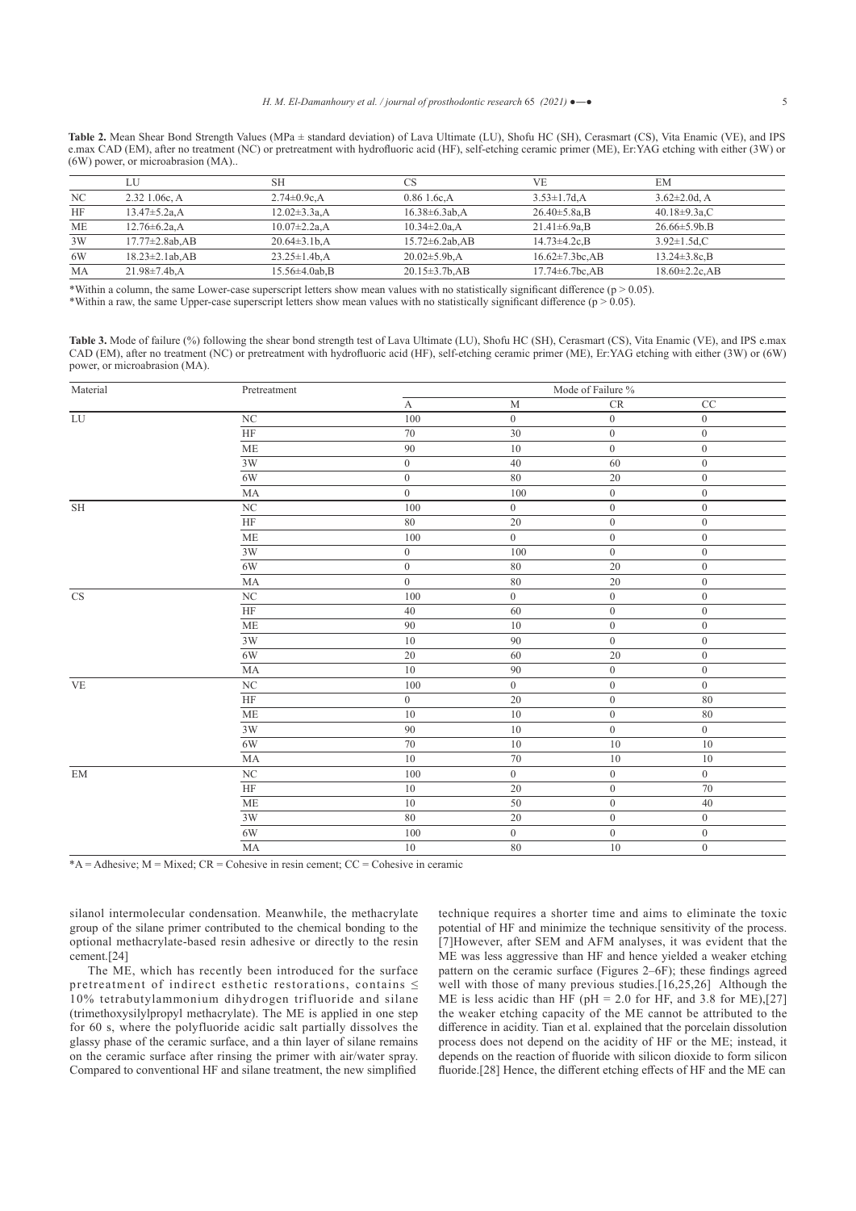**Table 2.** Mean Shear Bond Strength Values (MPa ± standard deviation) of Lava Ultimate (LU), Shofu HC (SH), Cerasmart (CS), Vita Enamic (VE), and IPS e.max CAD (EM), after no treatment (NC) or pretreatment with hydrofluoric acid (HF), self-etching ceramic primer (ME), Er:YAG etching with either (3W) or (6W) power, or microabrasion (MA)..

| | LU | SH | CS | VE | EM |
|---|---|---|---|---|---|
| NC | 2.32 1.06c, A | 2.74±0.9c,A | 0.86 1.6c,A | 3.53±1.7d,A | 3.62±2.0d, A |
| HF | 13.47±5.2a,A | 12.02±3.3a,A | 16.38±6.3ab,A | 26.40±5.8a,B | 40.18±9.3a,C |
| ME | 12.76±6.2a,A | 10.07±2.2a,A | 10.34±2.0a,A | 21.41±6.9a,B | 26.66±5.9b.B |
| 3W | 17.77±2.8ab,AB | 20.64±3.1b,A | 15.72±6.2ab,AB | 14.73±4.2c,B | 3.92±1.5d,C |
| 6W | 18.23±2.1ab,AB | 23.25±1.4b,A | 20.02±5.9b,A | 16.62±7.3bc,AB | 13.24±3.8c,B |
| MA | 21.98±7.4b,A | 15.56±4.0ab,B | 20.15±3.7b,AB | 17.74±6.7bc,AB | 18.60±2.2c,AB |

*Within a column, the same Lower-case superscript letters show mean values with no statistically significant difference ($p > 0.05$).

*Within a raw, the same Upper-case superscript letters show mean values with no statistically significant difference ($p > 0.05$).

**Table 3.** Mode of failure (%) following the shear bond strength test of Lava Ultimate (LU), Shofu HC (SH), Cerasmart (CS), Vita Enamic (VE), and IPS e.max CAD (EM), after no treatment (NC) or pretreatment with hydrofluoric acid (HF), self-etching ceramic primer (ME), Er:YAG etching with either (3W) or (6W) power, or microabrasion (MA).

| Material | Pretreatment | Mode of Failure % | | | |
|---|---|---|---|---|---|
| | | A | M | CR | CC |
| LU | NC | 100 | 0 | 0 | 0 |
| | HF | 70 | 30 | 0 | 0 |
| | ME | 90 | 10 | 0 | 0 |
| | 3W | 0 | 40 | 60 | 0 |
| | 6W | 0 | 80 | 20 | 0 |
| | MA | 0 | 100 | 0 | 0 |
| SH | NC | 100 | 0 | 0 | 0 |
| | HF | 80 | 20 | 0 | 0 |
| | ME | 100 | 0 | 0 | 0 |
| | 3W | 0 | 100 | 0 | 0 |
| | 6W | 0 | 80 | 20 | 0 |
| | MA | 0 | 80 | 20 | 0 |
| CS | NC | 100 | 0 | 0 | 0 |
| | HF | 40 | 60 | 0 | 0 |
| | ME | 90 | 10 | 0 | 0 |
| | 3W | 10 | 90 | 0 | 0 |
| | 6W | 20 | 60 | 20 | 0 |
| | MA | 10 | 90 | 0 | 0 |
| VE | NC | 100 | 0 | 0 | 0 |
| | HF | 0 | 20 | 0 | 80 |
| | ME | 10 | 10 | 0 | 80 |
| | 3W | 90 | 10 | 0 | 0 |
| | 6W | 70 | 10 | 10 | 10 |
| | MA | 10 | 70 | 10 | 10 |
| EM | NC | 100 | 0 | 0 | 0 |
| | HF | 10 | 20 | 0 | 70 |
| | ME | 10 | 50 | 0 | 40 |
| | 3W | 80 | 20 | 0 | 0 |
| | 6W | 100 | 0 | 0 | 0 |
| | MA | 10 | 80 | 10 | 0 |

*A = Adhesive; M = Mixed; CR = Cohesive in resin cement; CC = Cohesive in ceramic

silanol intermolecular condensation. Meanwhile, the methacrylate group of the silane primer contributed to the chemical bonding to the optional methacrylate-based resin adhesive or directly to the resin cement.[24]

The ME, which has recently been introduced for the surface pretreatment of indirect esthetic restorations, contains ≤ 10% tetrabutylammonium dihydrogen trifluoride and silane (trimethoxysilylpropyl methacrylate). The ME is applied in one step for 60 s, where the polyfluoride acidic salt partially dissolves the glassy phase of the ceramic surface, and a thin layer of silane remains on the ceramic surface after rinsing the primer with air/water spray. Compared to conventional HF and silane treatment, the new simplified technique requires a shorter time and aims to eliminate the toxic potential of HF and minimize the technique sensitivity of the process. [7]However, after SEM and AFM analyses, it was evident that the ME was less aggressive than HF and hence yielded a weaker etching pattern on the ceramic surface (Figures 2–6F); these findings agreed well with those of many previous studies.[16,25,26] Although the ME is less acidic than HF (pH = 2.0 for HF, and 3.8 for ME),[27] the weaker etching capacity of the ME cannot be attributed to the difference in acidity. Tian et al. explained that the porcelain dissolution process does not depend on the acidity of HF or the ME; instead, it depends on the reaction of fluoride with silicon dioxide to form silicon fluoride.[28] Hence, the different etching effects of HF and the ME can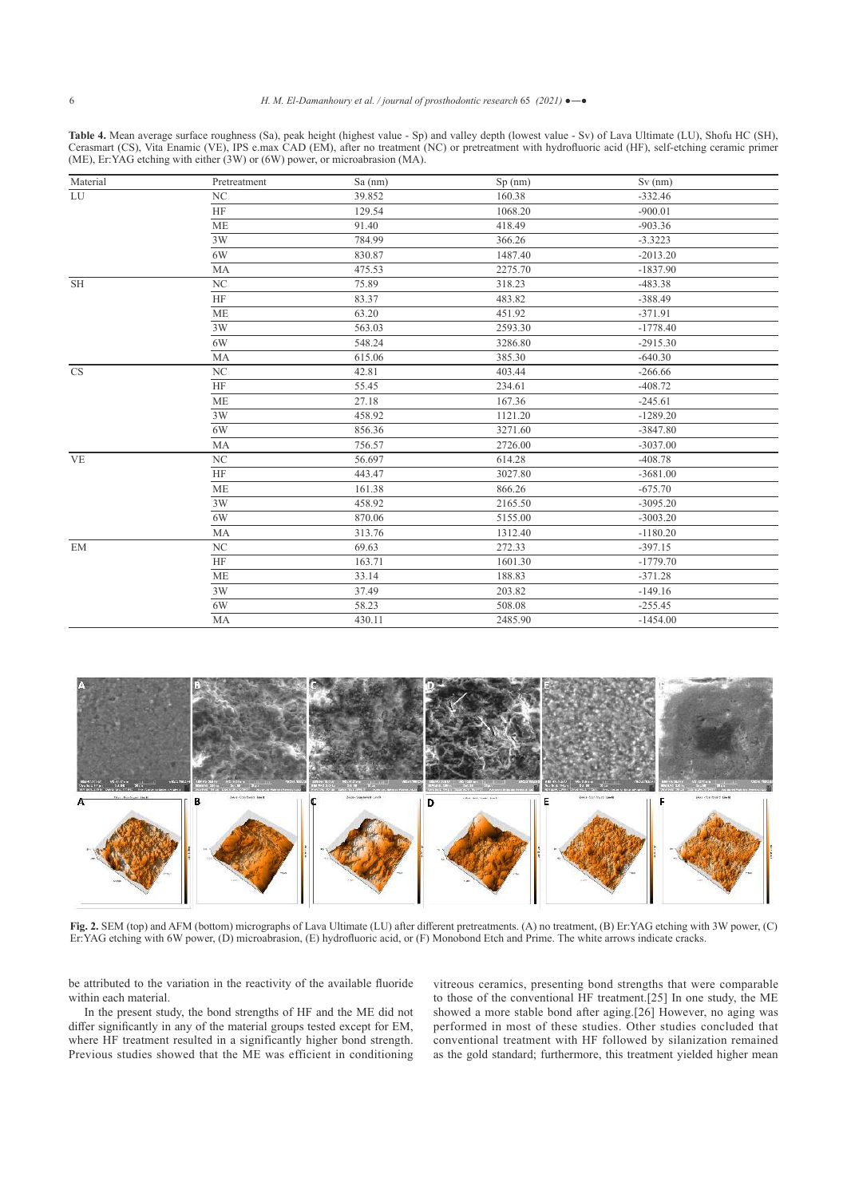**Table 4.** Mean average surface roughness (Sa), peak height (highest value - Sp) and valley depth (lowest value - Sv) of Lava Ultimate (LU), Shofu HC (SH), Cerasmart (CS), Vita Enamic (VE), IPS e.max CAD (EM), after no treatment (NC) or pretreatment with hydrofluoric acid (HF), self-etching ceramic primer (ME), Er:YAG etching with either (3W) or (6W) power, or microabrasion (MA).

| Material | Pretreatment | Sa (nm) | Sp (nm) | Sv (nm) |
|---|---|---|---|---|
| LU | NC | 39.852 | 160.38 | -332.46 |
| | HF | 129.54 | 1068.20 | -900.01 |
| | ME | 91.40 | 418.49 | -903.36 |
| | 3W | 784.99 | 366.26 | -3.3223 |
| | 6W | 830.87 | 1487.40 | -2013.20 |
| | MA | 475.53 | 2275.70 | -1837.90 |
| SH | NC | 75.89 | 318.23 | -483.38 |
| | HF | 83.37 | 483.82 | -388.49 |
| | ME | 63.20 | 451.92 | -371.91 |
| | 3W | 563.03 | 2593.30 | -1778.40 |
| | 6W | 548.24 | 3286.80 | -2915.30 |
| | MA | 615.06 | 385.30 | -640.30 |
| CS | NC | 42.81 | 403.44 | -266.66 |
| | HF | 55.45 | 234.61 | -408.72 |
| | ME | 27.18 | 167.36 | -245.61 |
| | 3W | 458.92 | 1121.20 | -1289.20 |
| | 6W | 856.36 | 3271.60 | -3847.80 |
| | MA | 756.57 | 2726.00 | -3037.00 |
| VE | NC | 56.697 | 614.28 | -408.78 |
| | HF | 443.47 | 3027.80 | -3681.00 |
| | ME | 161.38 | 866.26 | -675.70 |
| | 3W | 458.92 | 2165.50 | -3095.20 |
| | 6W | 870.06 | 5155.00 | -3003.20 |
| | MA | 313.76 | 1312.40 | -1180.20 |
| EM | NC | 69.63 | 272.33 | -397.15 |
| | HF | 163.71 | 1601.30 | -1779.70 |
| | ME | 33.14 | 188.83 | -371.28 |
| | 3W | 37.49 | 203.82 | -149.16 |
| | 6W | 58.23 | 508.08 | -255.45 |
| | MA | 430.11 | 2485.90 | -1454.00 |

**Fig. 2.** SEM (top) and AFM (bottom) micrographs of Lava Ultimate (LU) after different pretreatments. (A) no treatment, (B) Er:YAG etching with 3W power, (C) Er:YAG etching with 6W power, (D) microabrasion, (E) hydrofluoric acid, or (F) Monobond Etch and Prime. The white arrows indicate cracks.

be attributed to the variation in the reactivity of the available fluoride within each material.

In the present study, the bond strengths of HF and the ME did not differ significantly in any of the material groups tested except for EM, where HF treatment resulted in a significantly higher bond strength. Previous studies showed that the ME was efficient in conditioning vitreous ceramics, presenting bond strengths that were comparable to those of the conventional HF treatment.[25] In one study, the ME showed a more stable bond after aging.[26] However, no aging was performed in most of these studies. Other studies concluded that conventional treatment with HF followed by silanization remained as the gold standard; furthermore, this treatment yielded higher mean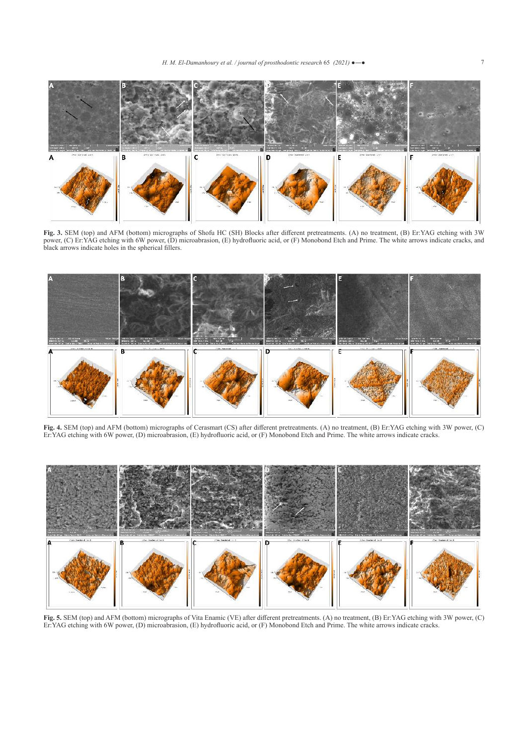**Fig. 3.** SEM (top) and AFM (bottom) micrographs of Shofu HC (SH) Blocks after different pretreatments. (A) no treatment, (B) Er:YAG etching with 3W power, (C) Er:YAG etching with 6W power, (D) microabrasion, (E) hydrofluoric acid, or (F) Monobond Etch and Prime. The white arrows indicate cracks, and black arrows indicate holes in the spherical fillers.

**Fig. 4.** SEM (top) and AFM (bottom) micrographs of Cerasmart (CS) after different pretreatments. (A) no treatment, (B) Er:YAG etching with 3W power, (C) Er:YAG etching with 6W power, (D) microabrasion, (E) hydrofluoric acid, or (F) Monobond Etch and Prime. The white arrows indicate cracks.

**Fig. 5.** SEM (top) and AFM (bottom) micrographs of Vita Enamic (VE) after different pretreatments. (A) no treatment, (B) Er:YAG etching with 3W power, (C) Er:YAG etching with 6W power, (D) microabrasion, (E) hydrofluoric acid, or (F) Monobond Etch and Prime. The white arrows indicate cracks.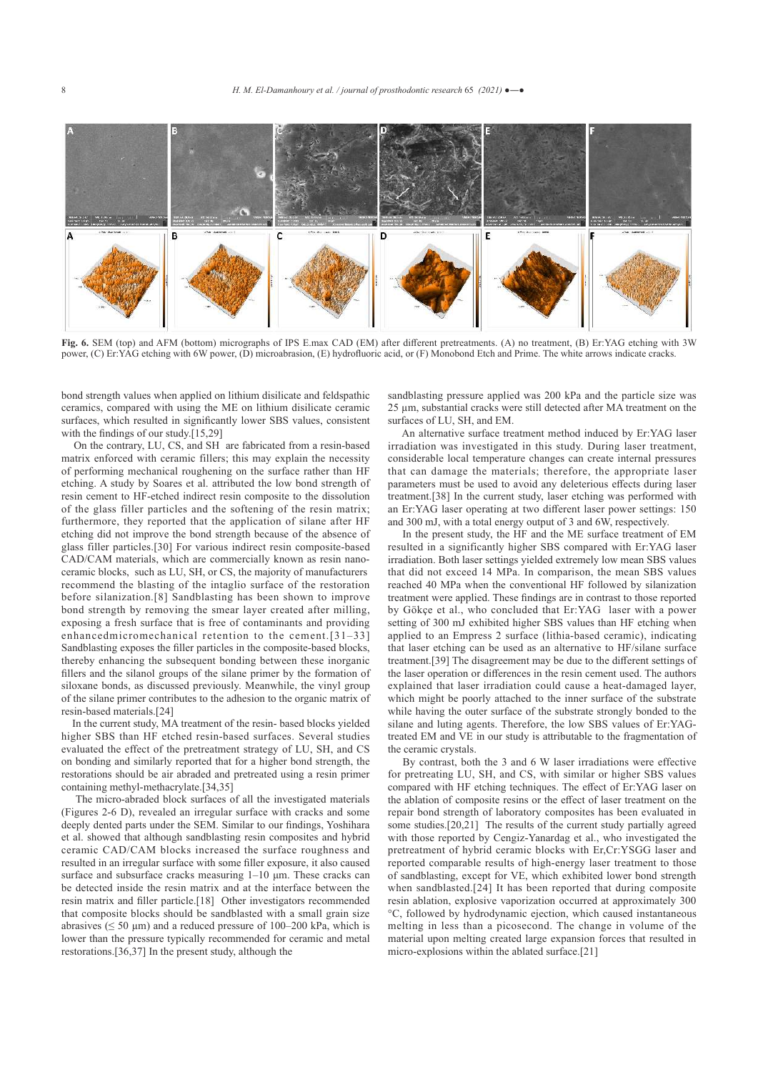**Fig. 6.** SEM (top) and AFM (bottom) micrographs of IPS E.max CAD (EM) after different pretreatments. (A) no treatment, (B) Er:YAG etching with 3W power, (C) Er:YAG etching with 6W power, (D) microabrasion, (E) hydrofluoric acid, or (F) Monobond Etch and Prime. The white arrows indicate cracks.

bond strength values when applied on lithium disilicate and feldspathic ceramics, compared with using the ME on lithium disilicate ceramic surfaces, which resulted in significantly lower SBS values, consistent with the findings of our study.[15,29]

On the contrary, LU, CS, and SH are fabricated from a resin-based matrix enforced with ceramic fillers; this may explain the necessity of performing mechanical roughening on the surface rather than HF etching. A study by Soares et al. attributed the low bond strength of resin cement to HF-etched indirect resin composite to the dissolution of the glass filler particles and the softening of the resin matrix; furthermore, they reported that the application of silane after HF etching did not improve the bond strength because of the absence of glass filler particles.[30] For various indirect resin composite-based CAD/CAM materials, which are commercially known as resin nanoceramic blocks, such as LU, SH, or CS, the majority of manufacturers recommend the blasting of the intaglio surface of the restoration before silanization.[8] Sandblasting has been shown to improve bond strength by removing the smear layer created after milling, exposing a fresh surface that is free of contaminants and providing enhancedmicromechanical retention to the cement.[31–33] Sandblasting exposes the filler particles in the composite-based blocks, thereby enhancing the subsequent bonding between these inorganic fillers and the silanol groups of the silane primer by the formation of siloxane bonds, as discussed previously. Meanwhile, the vinyl group of the silane primer contributes to the adhesion to the organic matrix of resin-based materials.[24]

In the current study, MA treatment of the resin- based blocks yielded higher SBS than HF etched resin-based surfaces. Several studies evaluated the effect of the pretreatment strategy of LU, SH, and CS on bonding and similarly reported that for a higher bond strength, the restorations should be air abraded and pretreated using a resin primer containing methyl-methacrylate.[34,35]

The micro-abraded block surfaces of all the investigated materials (Figures 2-6 D), revealed an irregular surface with cracks and some deeply dented parts under the SEM. Similar to our findings, Yoshihara et al. showed that although sandblasting resin composites and hybrid ceramic CAD/CAM blocks increased the surface roughness and resulted in an irregular surface with some filler exposure, it also caused surface and subsurface cracks measuring 1–10 µm. These cracks can be detected inside the resin matrix and at the interface between the resin matrix and filler particle.[18] Other investigators recommended that composite blocks should be sandblasted with a small grain size abrasives (≤ 50 µm) and a reduced pressure of 100–200 kPa, which is lower than the pressure typically recommended for ceramic and metal restorations.[36,37] In the present study, although the sandblasting pressure applied was 200 kPa and the particle size was 25 µm, substantial cracks were still detected after MA treatment on the surfaces of LU, SH, and EM.

An alternative surface treatment method induced by Er:YAG laser irradiation was investigated in this study. During laser treatment, considerable local temperature changes can create internal pressures that can damage the materials; therefore, the appropriate laser parameters must be used to avoid any deleterious effects during laser treatment.[38] In the current study, laser etching was performed with an Er:YAG laser operating at two different laser power settings: 150 and 300 mJ, with a total energy output of 3 and 6W, respectively.

In the present study, the HF and the ME surface treatment of EM resulted in a significantly higher SBS compared with Er:YAG laser irradiation. Both laser settings yielded extremely low mean SBS values that did not exceed 14 MPa. In comparison, the mean SBS values reached 40 MPa when the conventional HF followed by silanization treatment were applied. These findings are in contrast to those reported by Gökçe et al., who concluded that Er:YAG laser with a power setting of 300 mJ exhibited higher SBS values than HF etching when applied to an Empress 2 surface (lithia-based ceramic), indicating that laser etching can be used as an alternative to HF/silane surface treatment.[39] The disagreement may be due to the different settings of the laser operation or differences in the resin cement used. The authors explained that laser irradiation could cause a heat-damaged layer, which might be poorly attached to the inner surface of the substrate while having the outer surface of the substrate strongly bonded to the silane and luting agents. Therefore, the low SBS values of Er:YAG-treated EM and VE in our study is attributable to the fragmentation of the ceramic crystals.

By contrast, both the 3 and 6 W laser irradiations were effective for pretreating LU, SH, and CS, with similar or higher SBS values compared with HF etching techniques. The effect of Er:YAG laser on the ablation of composite resins or the effect of laser treatment on the repair bond strength of laboratory composites has been evaluated in some studies.[20,21] The results of the current study partially agreed with those reported by Cengiz-Yanardag et al., who investigated the pretreatment of hybrid ceramic blocks with Er,Cr:YSGG laser and reported comparable results of high-energy laser treatment to those of sandblasting, except for VE, which exhibited lower bond strength when sandblasted.[24] It has been reported that during composite resin ablation, explosive vaporization occurred at approximately 300 °C, followed by hydrodynamic ejection, which caused instantaneous melting in less than a picosecond. The change in volume of the material upon melting created large expansion forces that resulted in micro-explosions within the ablated surface.[21]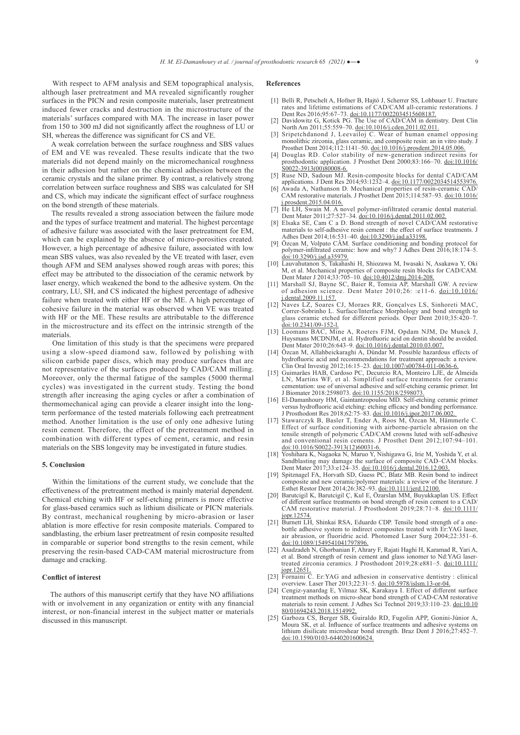With respect to AFM analysis and SEM topographical analysis, although laser pretreatment and MA revealed significantly rougher surfaces in the PICN and resin composite materials, laser pretreatment induced fewer cracks and destruction in the microstructure of the materials' surfaces compared with MA. The increase in laser power from 150 to 300 mJ did not significantly affect the roughness of LU or SH, whereas the difference was significant for CS and VE.

A weak correlation between the surface roughness and SBS values of EM and VE was revealed. These results indicate that the two materials did not depend mainly on the micromechanical roughness in their adhesion but rather on the chemical adhesion between the ceramic crystals and the silane primer. By contrast, a relatively strong correlation between surface roughness and SBS was calculated for SH and CS, which may indicate the significant effect of surface roughness on the bond strength of these materials.

The results revealed a strong association between the failure mode and the types of surface treatment and material. The highest percentage of adhesive failure was associated with the laser pretreatment for EM, which can be explained by the absence of micro-porosities created. However, a high percentage of adhesive failure, associated with low mean SBS values, was also revealed by the VE treated with laser, even though AFM and SEM analyses showed rough areas with pores; this effect may be attributed to the dissociation of the ceramic network by laser energy, which weakened the bond to the adhesive system. On the contrary, LU, SH, and CS indicated the highest percentage of adhesive failure when treated with either HF or the ME. A high percentage of cohesive failure in the material was observed when VE was treated with HF or the ME. These results are attributable to the difference in the microstructure and its effect on the intrinsic strength of the materials.

One limitation of this study is that the specimens were prepared using a slow-speed diamond saw, followed by polishing with silicon carbide paper discs, which may produce surfaces that are not representative of the surfaces produced by CAD/CAM milling. Moreover, only the thermal fatigue of the samples (5000 thermal cycles) was investigated in the current study. Testing the bond strength after increasing the aging cycles or after a combination of thermomechanical aging can provide a clearer insight into the long-term performance of the tested materials following each pretreatment method. Another limitation is the use of only one adhesive luting resin cement. Therefore, the effect of the pretreatment method in combination with different types of cement, ceramic, and resin materials on the SBS longevity may be investigated in future studies.

## 5. Conclusion

Within the limitations of the current study, we conclude that the effectiveness of the pretreatment method is mainly material dependent. Chemical etching with HF or self-etching primers is more effective for glass-based ceramics such as lithium disilicate or PICN materials. By contrast, mechanical roughening by micro-abrasion or laser ablation is more effective for resin composite materials. Compared to sandblasting, the erbium laser pretreatment of resin composite resulted in comparable or superior bond strengths to the resin cement, while preserving the resin-based CAD-CAM material microstructure from damage and cracking.

## Conflict of interest

The authors of this manuscript certify that they have NO affiliations with or involvement in any organization or entity with any financial interest, or non-financial interest in the subject matter or materials discussed in this manuscript.

## References

[1] Belli R, Petschelt A, Hofner B, Hajtó J, Scherrer SS, Lohbauer U. Fracture rates and lifetime estimations of CAD/CAM all-ceramic restorations. J Dent Res 2016;95:67–73. doi:10.1177/0022034515608187.

[2] Davidowitz G, Kotick PG. The Use of CAD/CAM in dentistry. Dent Clin North Am 2011;55:559–70. doi:10.1016/j.cden.2011.02.011.

[3] Sripetchdanond J, Leevailoj C. Wear of human enamel opposing monolithic zirconia, glass ceramic, and composite resin: an in vitro study. J Prosthet Dent 2014;112:1141–50. doi:10.1016/j.prosdent.2014.05.006.

[4] Douglas RD. Color stability of new-generation indirect resins for prosthodontic application. J Prosthet Dent 2000;83:166–70. doi:10.1016/S0022-3913(00)80008-6.

[5] Ruse ND, Sadoun MJ. Resin-composite blocks for dental CAD/CAM applications. J Dent Res 2014;93:1232–4. doi:10.1177/0022034514553976.

[6] Awada A, Nathanson D. Mechanical properties of resin-ceramic CAD/CAM restorative materials. J Prosthet Dent 2015;114:587–93. doi:10.1016/j.prosdent.2015.04.016.

[7] He LH, Swain M. A novel polymer-infiltrated ceramic dental material. Dent Mater 2011;27:527–34. doi:10.1016/j.dental.2011.02.002.

[8] Elsaka SE, Cam C a D. Bond strength of novel CAD/CAM restorative materials to self-adhesive resin cement : the effect of surface treatments. J Adhes Dent 2014;16:531–40. doi:10.3290/j.jad.a33198.

[9] Özcan M, Volpato CÂM. Surface conditioning and bonding protocol for polymer-infiltrated ceramic: how and why? J Adhes Dent 2016;18:174–5. doi:10.3290/j.jad.a35979.

[10] Lauvahutanon S, Takahashi H, Shiozawa M, Iwasaki N, Asakawa Y, Oki M, et al. Mechanical properties of composite resin blocks for CAD/CAM. Dent Mater J 2014;33:705–10. doi:10.4012/dmj.2014-208.

[11] Marshall SJ, Bayne SC, Baier R, Tomsia AP, Marshall GW. A review of adhesion science. Dent Mater 2010;26: :e11-6. doi:10.1016/j.dental.2009.11.157.

[12] Naves LZ, Soares CJ, Moraes RR, Gonçalves LS, Sinhoreti MAC, Correr-Sobrinho L. Surface/Interface Morphology and bond strength to glass ceramic etched for different periods. Oper Dent 2010;35:420–7. doi:10.2341/09-152-l.

[13] Loomans BAC, Mine A, Roeters FJM, Opdam NJM, De Munck J, Huysmans MCDNJM, et al. Hydrofluoric acid on dentin should be avoided. Dent Mater 2010;26:643–9. doi:10.1016/j.dental.2010.03.007.

[14] Özcan M, Allahbeickaraghi A, Dündar M. Possible hazardous effects of hydrofluoric acid and recommendations for treatment approach: a review. Clin Oral Investig 2012;16:15–23. doi:10.1007/s00784-011-0636-6.

[15] Guimarães HAB, Cardoso PC, Decurcio RA, Monteiro LJE, de Almeida LN, Martins WF, et al. Simplified surface treatments for ceramic cementation: use of universal adhesive and self-etching ceramic primer. Int J Biomater 2018:2598073. doi:10.1155/2018/2598073.

[16] El-Damanhoury HM, Gaintantzopoulou MD. Self-etching ceramic primer versus hydrofluoric acid etching: etching efficacy and bonding performance. J Prosthodont Res 2018;62:75–83. doi:10.1016/j.jpor.2017.06.002.

[17] Stawarczyk B, Basler T, Ender A, Roos M, Özcan M, Hämmerle C. Effect of surface conditioning with airborne-particle abrasion on the tensile strength of polymeric CAD/CAM crowns luted with self-adhesive and conventional resin cements. J Prosthet Dent 2012;107:94–101. doi:10.1016/S0022-3913(12)60031-6.

[18] Yoshihara K, Nagaoka N, Maruo Y, Nishigawa G, Irie M, Yoshida Y, et al. Sandblasting may damage the surface of composite CAD–CAM blocks. Dent Mater 2017;33:e124–35. doi:10.1016/j.dental.2016.12.003.

[19] Spitznagel FA, Horvath SD, Guess PC, Blatz MB. Resin bond to indirect composite and new ceramic/polymer materials: a review of the literature. J Esthet Restor Dent 2014;26:382–93. doi:10.1111/jerd.12100.

[20] Barutcigil K, Barutcigil Ç, Kul E, Özarslan MM, Buyukkaplan US. Effect of different surface treatments on bond strength of resin cement to a CAD/CAM restorative material. J Prosthodont 2019;28:71–8. doi:10.1111/jopr.12574.

[21] Burnett LH, Shinkai RSA, Eduardo CDP. Tensile bond strength of a one-bottle adhesive system to indirect composites treated with Er:YAG laser, air abrasion, or fluoridric acid. Photomed Laser Surg 2004;22:351–6. doi:10.1089/1549541041797896.

[22] Asadzadeh N, Ghorbanian F, Ahrary F, Rajati Haghi H, Karamad R, Yari A, et al. Bond strength of resin cement and glass ionomer to Nd:YAG laser-treated zirconia ceramics. J Prosthodont 2019;28:e881–5. doi:10.1111/jopr.12651.

[23] Fornaini C. Er:YAG and adhesion in conservative dentistry : clinical overview. Laser Ther 2013;22:31–5. doi:10.5978/islsm.13-or-04.

[24] Cengiz-yanardag E, Yilmaz SK, Karakaya I. Effect of different surface treatment methods on micro-shear bond strength of CAD-CAM restorative materials to resin cement. J Adhes Sci Technol 2019;33:110–23. doi:10.1080/01694243.2018.1514992.

[25] Garboza CS, Berger SB, Guiraldo RD, Fugolin APP, Gonini-Júnior A, Moura SK, et al. Influence of surface treatments and adhesive systems on lithium disilicate microshear bond strength. Braz Dent J 2016;27:452–7. doi:10.1590/0103-6440201600624.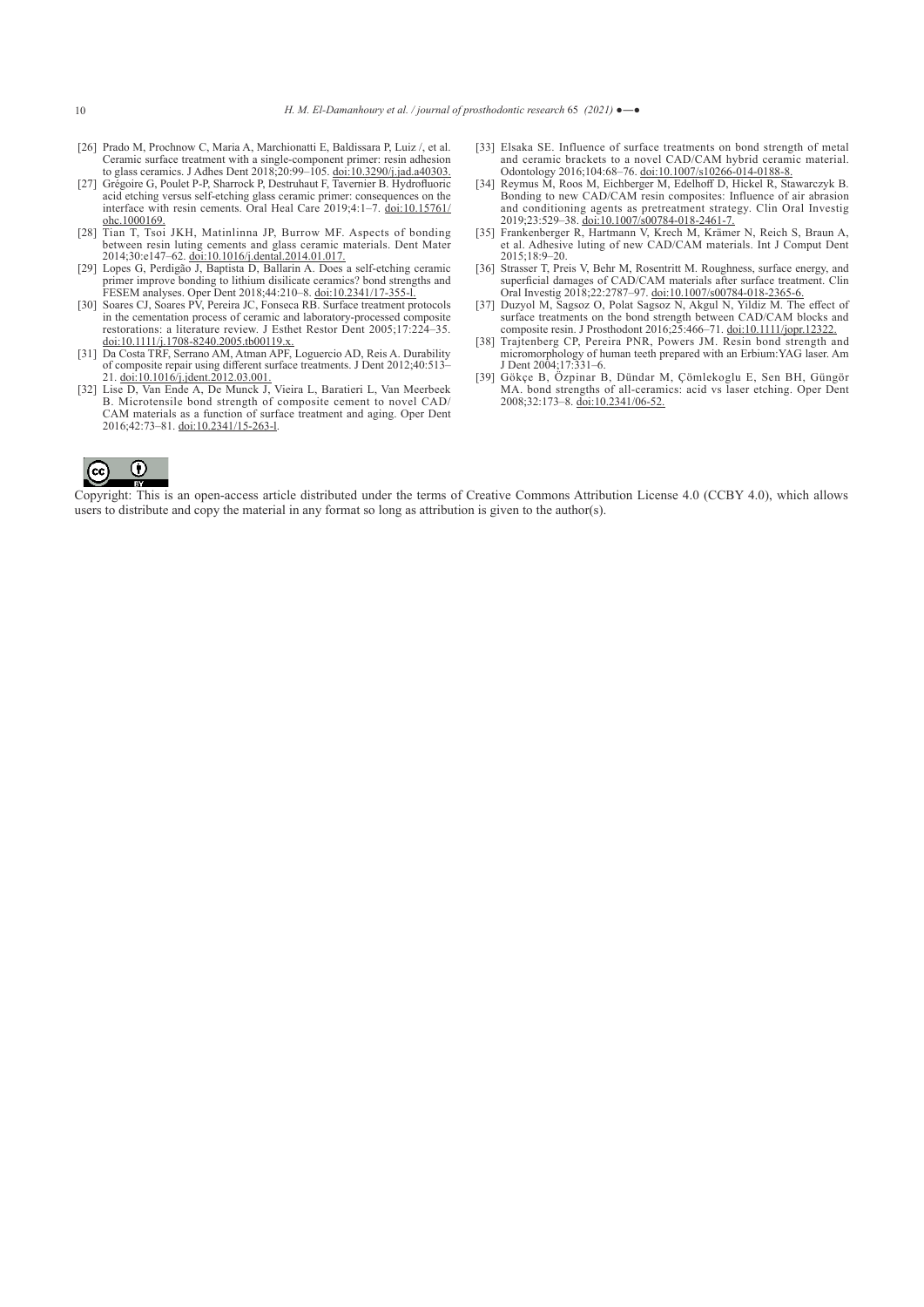[26] Prado M, Prochnow C, Maria A, Marchionatti E, Baldissara P, Luiz /, et al. Ceramic surface treatment with a single-component primer: resin adhesion to glass ceramics. J Adhes Dent 2018;20:99–105. doi:10.3290/j.jad.a40303.

[27] Grégoire G, Poulet P-P, Sharrock P, Destruhaut F, Tavernier B. Hydrofluoric acid etching versus self-etching glass ceramic primer: consequences on the interface with resin cements. Oral Heal Care 2019;4:1–7. doi:10.15761/ohc.1000169.

[28] Tian T, Tsoi JKH, Matinlinna JP, Burrow MF. Aspects of bonding between resin luting cements and glass ceramic materials. Dent Mater 2014;30:e147–62. doi:10.1016/j.dental.2014.01.017.

[29] Lopes G, Perdigão J, Baptista D, Ballarin A. Does a self-etching ceramic primer improve bonding to lithium disilicate ceramics? bond strengths and FESEM analyses. Oper Dent 2018;44:210–8. doi:10.2341/17-355-l.

[30] Soares CJ, Soares PV, Pereira JC, Fonseca RB. Surface treatment protocols in the cementation process of ceramic and laboratory-processed composite restorations: a literature review. J Esthet Restor Dent 2005;17:224–35. doi:10.1111/j.1708-8240.2005.tb00119.x.

[31] Da Costa TRF, Serrano AM, Atman APF, Loguercio AD, Reis A. Durability of composite repair using different surface treatments. J Dent 2012;40:513–21. doi:10.1016/j.jdent.2012.03.001.

[32] Lise D, Van Ende A, De Munck J, Vieira L, Baratieri L, Van Meerbeek B. Microtensile bond strength of composite cement to novel CAD/CAM materials as a function of surface treatment and aging. Oper Dent 2016;42:73–81. doi:10.2341/15-263-l.

[33] Elsaka SE. Influence of surface treatments on bond strength of metal and ceramic brackets to a novel CAD/CAM hybrid ceramic material. Odontology 2016;104:68–76. doi:10.1007/s10266-014-0188-8.

[34] Reymus M, Roos M, Eichberger M, Edelhoff D, Hickel R, Stawarczyk B. Bonding to new CAD/CAM resin composites: Influence of air abrasion and conditioning agents as pretreatment strategy. Clin Oral Investig 2019;23:529–38. doi:10.1007/s00784-018-2461-7.

[35] Frankenberger R, Hartmann V, Krech M, Krämer N, Reich S, Braun A, et al. Adhesive luting of new CAD/CAM materials. Int J Comput Dent 2015;18:9–20.

[36] Strasser T, Preis V, Behr M, Rosentritt M. Roughness, surface energy, and superficial damages of CAD/CAM materials after surface treatment. Clin Oral Investig 2018;22:2787–97. doi:10.1007/s00784-018-2365-6.

[37] Duzyol M, Sagsoz O, Polat Sagsoz N, Akgul N, Yildiz M. The effect of surface treatments on the bond strength between CAD/CAM blocks and composite resin. J Prosthodont 2016;25:466–71. doi:10.1111/jopr.12322.

[38] Trajtenberg CP, Pereira PNR, Powers JM. Resin bond strength and micromorphology of human teeth prepared with an Erbium:YAG laser. Am J Dent 2004;17:331–6.

[39] Gökçe B, Özpinar B, Dündar M, Çömlekoglu E, Sen BH, Güngör MA. bond strengths of all-ceramics: acid vs laser etching. Oper Dent 2008;32:173–8. doi:10.2341/06-52.

Copyright: This is an open-access article distributed under the terms of Creative Commons Attribution License 4.0 (CCBY 4.0), which allows users to distribute and copy the material in any format so long as attribution is given to the author(s).